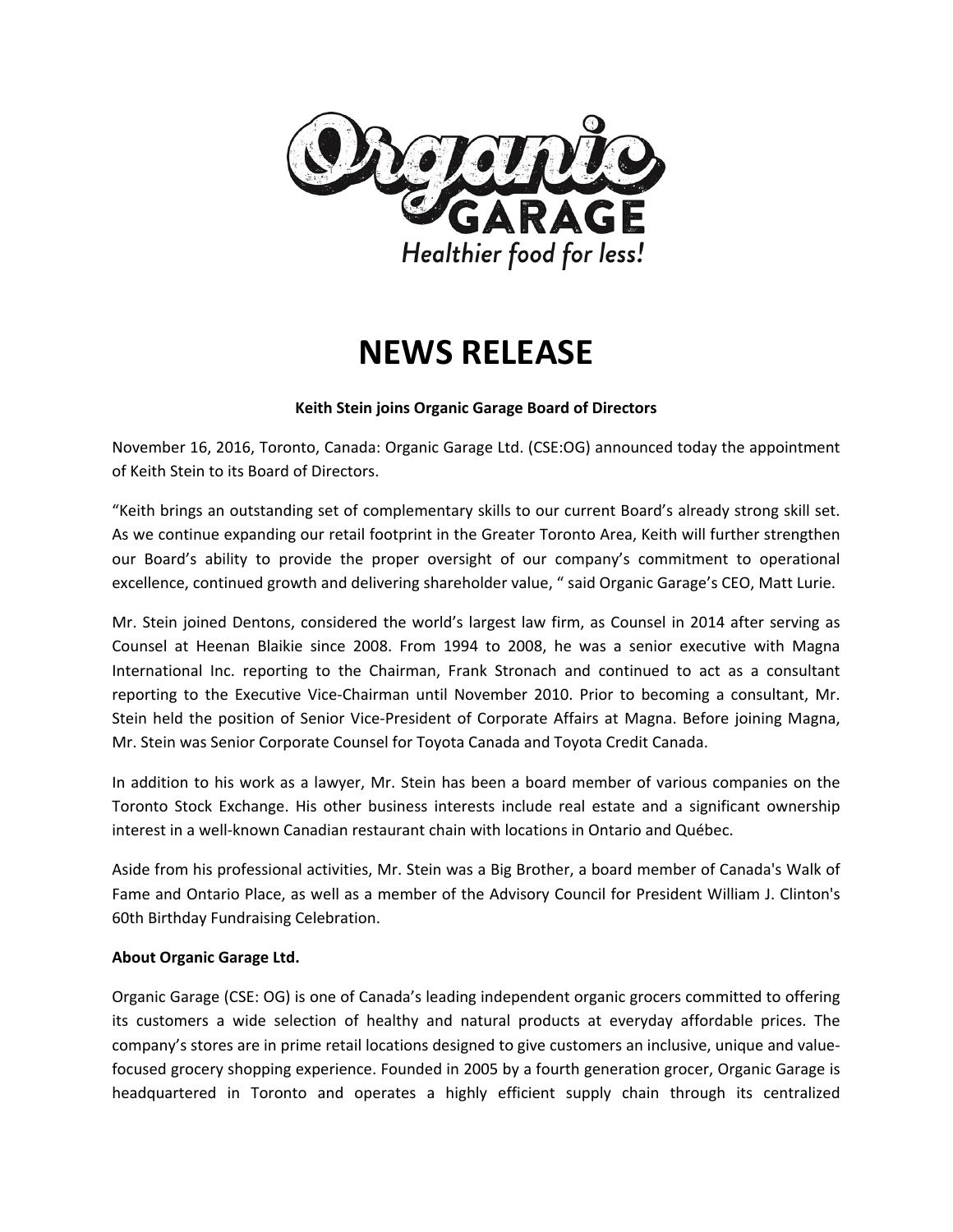Organic GARAGE

*Healthier food for less!*

# NEWS RELEASE

**Keith Stein joins Organic Garage Board of Directors**

November 16, 2016, Toronto, Canada: Organic Garage Ltd. (CSE:OG) announced today the appointment of Keith Stein to its Board of Directors.

"Keith brings an outstanding set of complementary skills to our current Board's already strong skill set. As we continue expanding our retail footprint in the Greater Toronto Area, Keith will further strengthen our Board's ability to provide the proper oversight of our company's commitment to operational excellence, continued growth and delivering shareholder value, " said Organic Garage's CEO, Matt Lurie.

Mr. Stein joined Dentons, considered the world's largest law firm, as Counsel in 2014 after serving as Counsel at Heenan Blaikie since 2008. From 1994 to 2008, he was a senior executive with Magna International Inc. reporting to the Chairman, Frank Stronach and continued to act as a consultant reporting to the Executive Vice-Chairman until November 2010. Prior to becoming a consultant, Mr. Stein held the position of Senior Vice-President of Corporate Affairs at Magna. Before joining Magna, Mr. Stein was Senior Corporate Counsel for Toyota Canada and Toyota Credit Canada.

In addition to his work as a lawyer, Mr. Stein has been a board member of various companies on the Toronto Stock Exchange. His other business interests include real estate and a significant ownership interest in a well-known Canadian restaurant chain with locations in Ontario and Québec.

Aside from his professional activities, Mr. Stein was a Big Brother, a board member of Canada's Walk of Fame and Ontario Place, as well as a member of the Advisory Council for President William J. Clinton's 60th Birthday Fundraising Celebration.

**About Organic Garage Ltd.**

Organic Garage (CSE: OG) is one of Canada's leading independent organic grocers committed to offering its customers a wide selection of healthy and natural products at everyday affordable prices. The company's stores are in prime retail locations designed to give customers an inclusive, unique and value-focused grocery shopping experience. Founded in 2005 by a fourth generation grocer, Organic Garage is headquartered in Toronto and operates a highly efficient supply chain through its centralized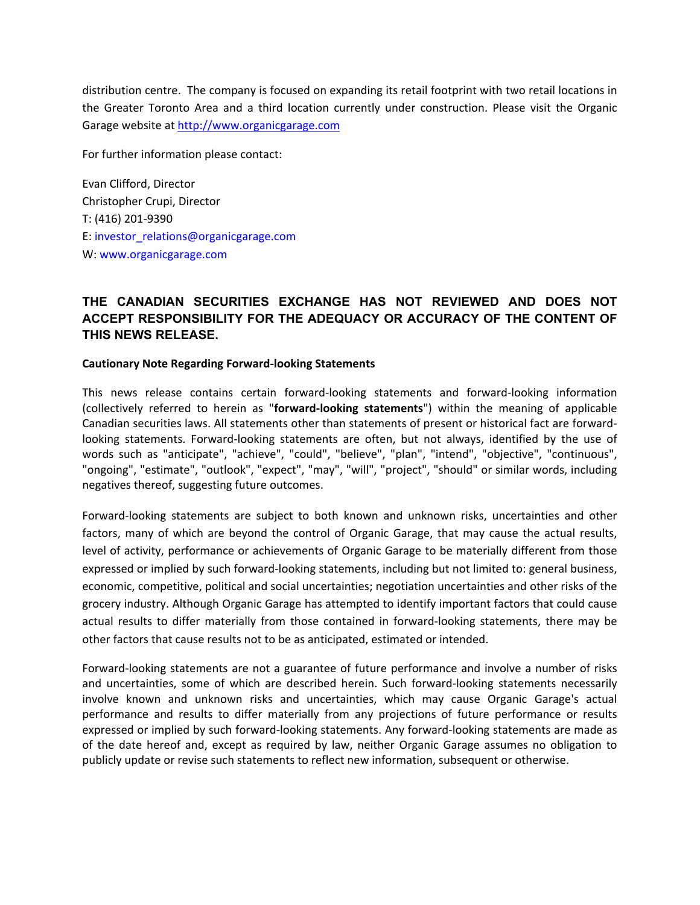distribution centre. The company is focused on expanding its retail footprint with two retail locations in the Greater Toronto Area and a third location currently under construction. Please visit the Organic Garage website at http://www.organicgarage.com

For further information please contact:

Evan Clifford, Director
Christopher Crupi, Director
T: (416) 201-9390
E: investor_relations@organicgarage.com
W: www.organicgarage.com

**THE CANADIAN SECURITIES EXCHANGE HAS NOT REVIEWED AND DOES NOT ACCEPT RESPONSIBILITY FOR THE ADEQUACY OR ACCURACY OF THE CONTENT OF THIS NEWS RELEASE.**

**Cautionary Note Regarding Forward-looking Statements**

This news release contains certain forward-looking statements and forward-looking information (collectively referred to herein as "**forward-looking statements**") within the meaning of applicable Canadian securities laws. All statements other than statements of present or historical fact are forward-looking statements. Forward-looking statements are often, but not always, identified by the use of words such as "anticipate", "achieve", "could", "believe", "plan", "intend", "objective", "continuous", "ongoing", "estimate", "outlook", "expect", "may", "will", "project", "should" or similar words, including negatives thereof, suggesting future outcomes.

Forward-looking statements are subject to both known and unknown risks, uncertainties and other factors, many of which are beyond the control of Organic Garage, that may cause the actual results, level of activity, performance or achievements of Organic Garage to be materially different from those expressed or implied by such forward-looking statements, including but not limited to: general business, economic, competitive, political and social uncertainties; negotiation uncertainties and other risks of the grocery industry. Although Organic Garage has attempted to identify important factors that could cause actual results to differ materially from those contained in forward-looking statements, there may be other factors that cause results not to be as anticipated, estimated or intended.

Forward-looking statements are not a guarantee of future performance and involve a number of risks and uncertainties, some of which are described herein. Such forward-looking statements necessarily involve known and unknown risks and uncertainties, which may cause Organic Garage's actual performance and results to differ materially from any projections of future performance or results expressed or implied by such forward-looking statements. Any forward-looking statements are made as of the date hereof and, except as required by law, neither Organic Garage assumes no obligation to publicly update or revise such statements to reflect new information, subsequent or otherwise.